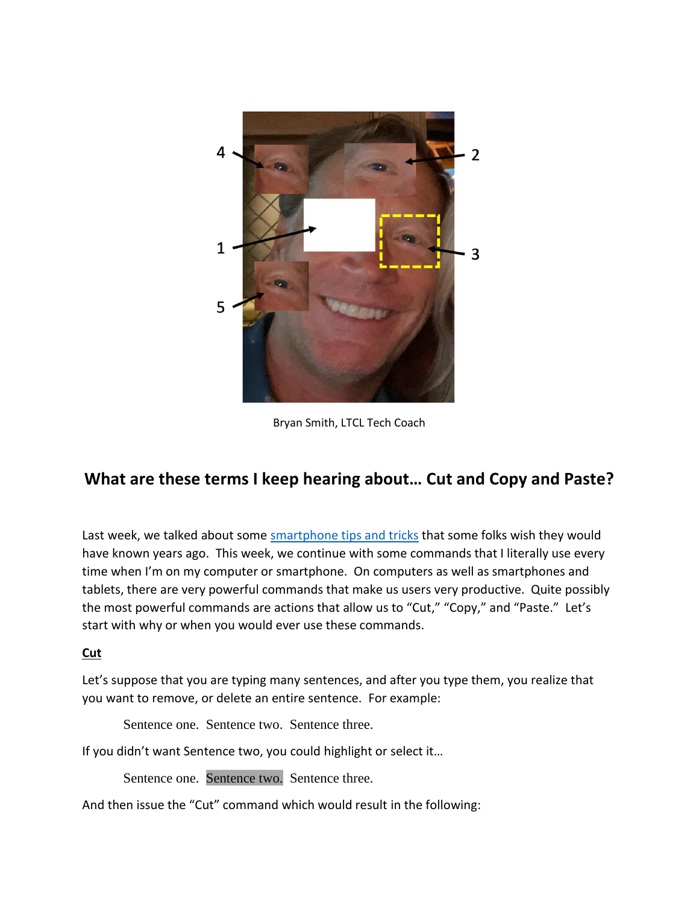Bryan Smith, LTCL Tech Coach

## What are these terms I keep hearing about… Cut and Copy and Paste?

Last week, we talked about some [smartphone tips and tricks](smartphone tips and tricks) that some folks wish they would have known years ago. This week, we continue with some commands that I literally use every time when I'm on my computer or smartphone. On computers as well as smartphones and tablets, there are very powerful commands that make us users very productive. Quite possibly the most powerful commands are actions that allow us to "Cut," "Copy," and "Paste." Let's start with why or when you would ever use these commands.

**Cut**

Let's suppose that you are typing many sentences, and after you type them, you realize that you want to remove, or delete an entire sentence. For example:

> Sentence one. Sentence two. Sentence three.

If you didn't want Sentence two, you could highlight or select it…

> Sentence one. Sentence two. Sentence three.

And then issue the "Cut" command which would result in the following: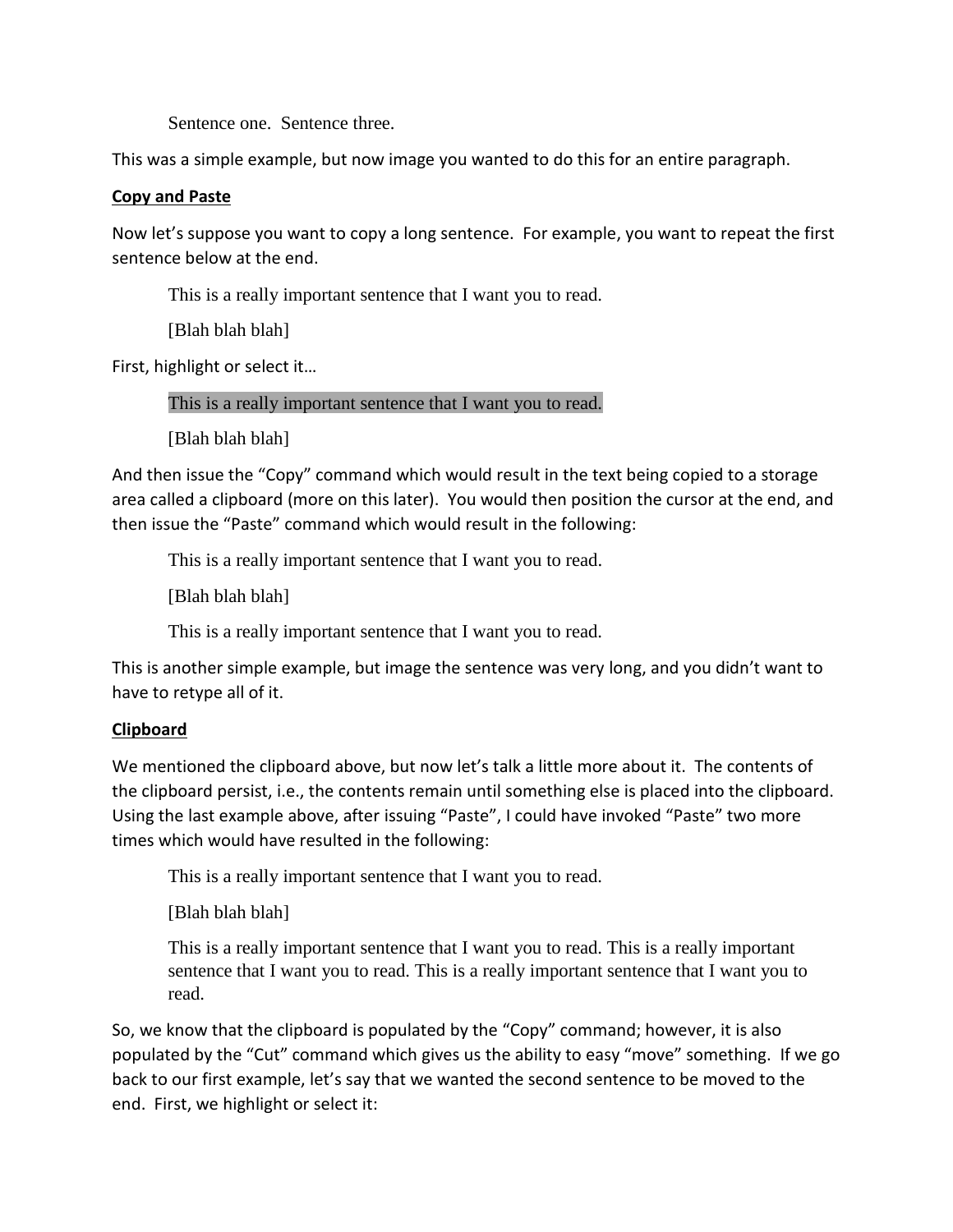Sentence one.  Sentence three.

This was a simple example, but now image you wanted to do this for an entire paragraph.

**Copy and Paste**

Now let's suppose you want to copy a long sentence.  For example, you want to repeat the first sentence below at the end.

> This is a really important sentence that I want you to read.
>
> [Blah blah blah]

First, highlight or select it…

> ==This is a really important sentence that I want you to read.==
>
> [Blah blah blah]

And then issue the "Copy" command which would result in the text being copied to a storage area called a clipboard (more on this later).  You would then position the cursor at the end, and then issue the "Paste" command which would result in the following:

> This is a really important sentence that I want you to read.
>
> [Blah blah blah]
>
> This is a really important sentence that I want you to read.

This is another simple example, but image the sentence was very long, and you didn't want to have to retype all of it.

**Clipboard**

We mentioned the clipboard above, but now let's talk a little more about it.  The contents of the clipboard persist, i.e., the contents remain until something else is placed into the clipboard.  Using the last example above, after issuing "Paste", I could have invoked "Paste" two more times which would have resulted in the following:

> This is a really important sentence that I want you to read.
>
> [Blah blah blah]
>
> This is a really important sentence that I want you to read. This is a really important sentence that I want you to read. This is a really important sentence that I want you to read.

So, we know that the clipboard is populated by the "Copy" command; however, it is also populated by the "Cut" command which gives us the ability to easy "move" something.  If we go back to our first example, let's say that we wanted the second sentence to be moved to the end.  First, we highlight or select it: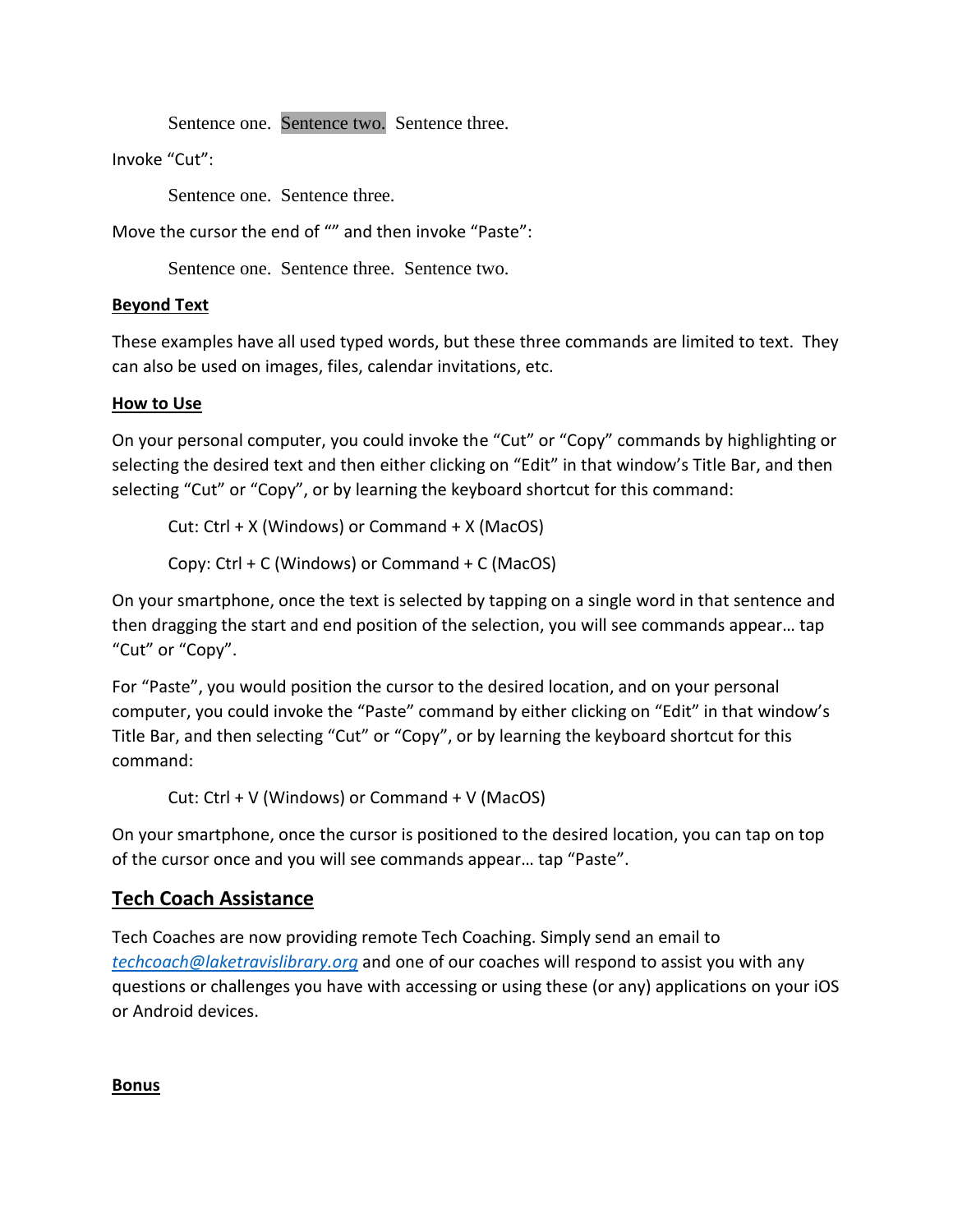Sentence one. Sentence two. Sentence three.

Invoke "Cut":

Sentence one. Sentence three.

Move the cursor the end of "" and then invoke "Paste":

Sentence one. Sentence three. Sentence two.

**Beyond Text**

These examples have all used typed words, but these three commands are limited to text. They can also be used on images, files, calendar invitations, etc.

**How to Use**

On your personal computer, you could invoke the "Cut" or "Copy" commands by highlighting or selecting the desired text and then either clicking on "Edit" in that window's Title Bar, and then selecting "Cut" or "Copy", or by learning the keyboard shortcut for this command:

Cut: Ctrl + X (Windows) or Command + X (MacOS)

Copy: Ctrl + C (Windows) or Command + C (MacOS)

On your smartphone, once the text is selected by tapping on a single word in that sentence and then dragging the start and end position of the selection, you will see commands appear… tap "Cut" or "Copy".

For "Paste", you would position the cursor to the desired location, and on your personal computer, you could invoke the "Paste" command by either clicking on "Edit" in that window's Title Bar, and then selecting "Cut" or "Copy", or by learning the keyboard shortcut for this command:

Cut: Ctrl + V (Windows) or Command + V (MacOS)

On your smartphone, once the cursor is positioned to the desired location, you can tap on top of the cursor once and you will see commands appear… tap "Paste".

## Tech Coach Assistance

Tech Coaches are now providing remote Tech Coaching. Simply send an email to *techcoach@laketravislibrary.org* and one of our coaches will respond to assist you with any questions or challenges you have with accessing or using these (or any) applications on your iOS or Android devices.

**Bonus**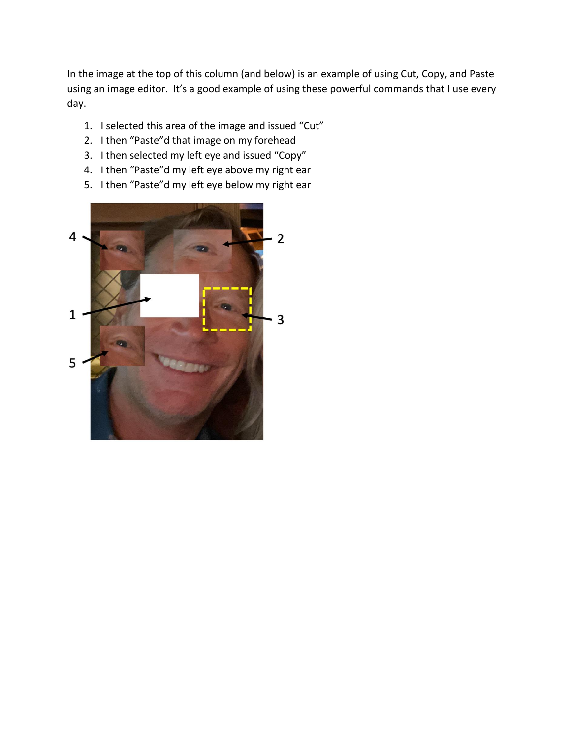In the image at the top of this column (and below) is an example of using Cut, Copy, and Paste using an image editor. It's a good example of using these powerful commands that I use every day.

1. I selected this area of the image and issued "Cut"
2. I then "Paste"d that image on my forehead
3. I then selected my left eye and issued "Copy"
4. I then "Paste"d my left eye above my right ear
5. I then "Paste"d my left eye below my right ear